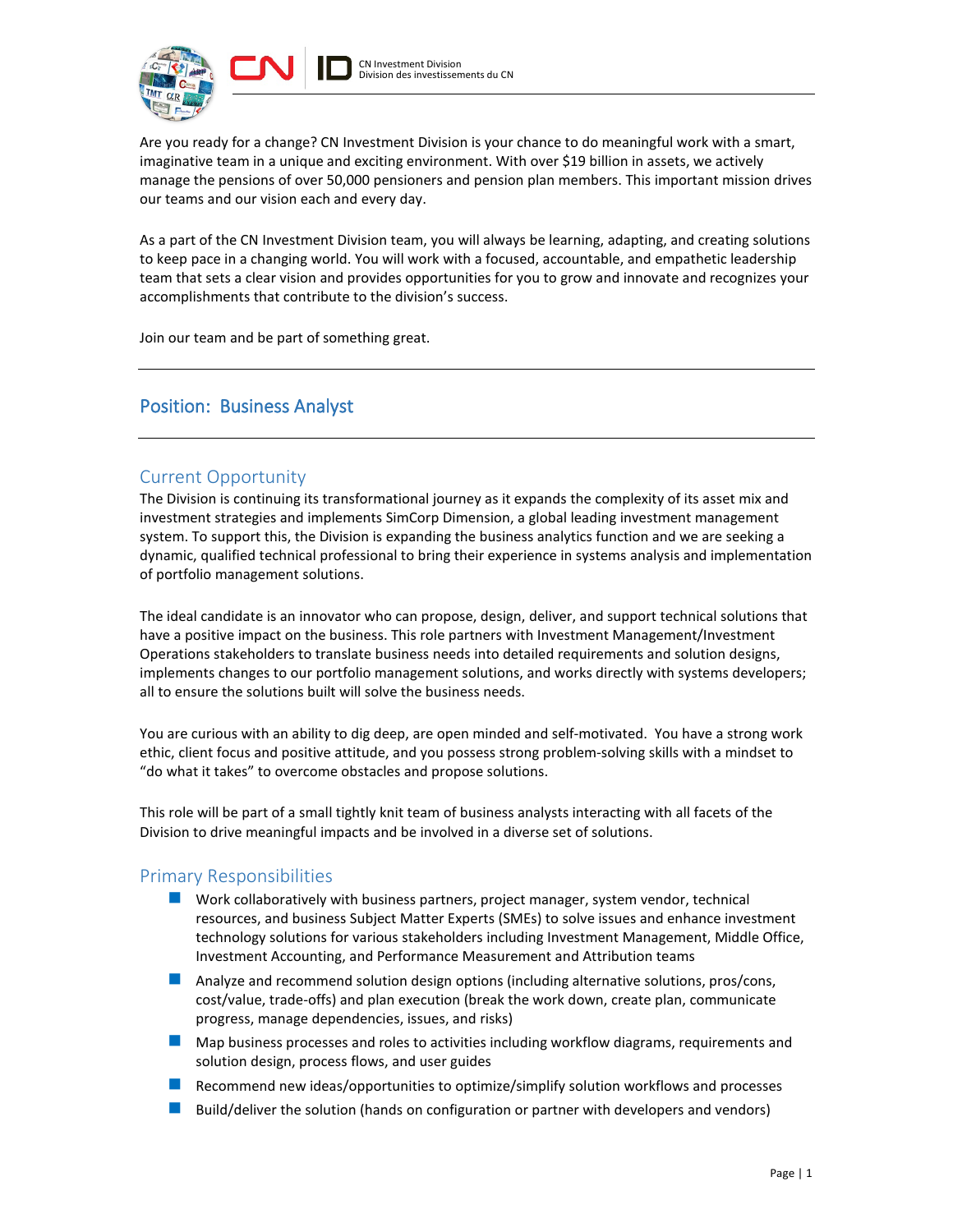CN Investment Division
Division des investissements du CN

Are you ready for a change? CN Investment Division is your chance to do meaningful work with a smart, imaginative team in a unique and exciting environment. With over $19 billion in assets, we actively manage the pensions of over 50,000 pensioners and pension plan members. This important mission drives our teams and our vision each and every day.

As a part of the CN Investment Division team, you will always be learning, adapting, and creating solutions to keep pace in a changing world. You will work with a focused, accountable, and empathetic leadership team that sets a clear vision and provides opportunities for you to grow and innovate and recognizes your accomplishments that contribute to the division's success.

Join our team and be part of something great.

---

# Position: Business Analyst

---

## Current Opportunity

The Division is continuing its transformational journey as it expands the complexity of its asset mix and investment strategies and implements SimCorp Dimension, a global leading investment management system. To support this, the Division is expanding the business analytics function and we are seeking a dynamic, qualified technical professional to bring their experience in systems analysis and implementation of portfolio management solutions.

The ideal candidate is an innovator who can propose, design, deliver, and support technical solutions that have a positive impact on the business. This role partners with Investment Management/Investment Operations stakeholders to translate business needs into detailed requirements and solution designs, implements changes to our portfolio management solutions, and works directly with systems developers; all to ensure the solutions built will solve the business needs.

You are curious with an ability to dig deep, are open minded and self-motivated. You have a strong work ethic, client focus and positive attitude, and you possess strong problem-solving skills with a mindset to "do what it takes" to overcome obstacles and propose solutions.

This role will be part of a small tightly knit team of business analysts interacting with all facets of the Division to drive meaningful impacts and be involved in a diverse set of solutions.

## Primary Responsibilities

- Work collaboratively with business partners, project manager, system vendor, technical resources, and business Subject Matter Experts (SMEs) to solve issues and enhance investment technology solutions for various stakeholders including Investment Management, Middle Office, Investment Accounting, and Performance Measurement and Attribution teams
- Analyze and recommend solution design options (including alternative solutions, pros/cons, cost/value, trade-offs) and plan execution (break the work down, create plan, communicate progress, manage dependencies, issues, and risks)
- Map business processes and roles to activities including workflow diagrams, requirements and solution design, process flows, and user guides
- Recommend new ideas/opportunities to optimize/simplify solution workflows and processes
- Build/deliver the solution (hands on configuration or partner with developers and vendors)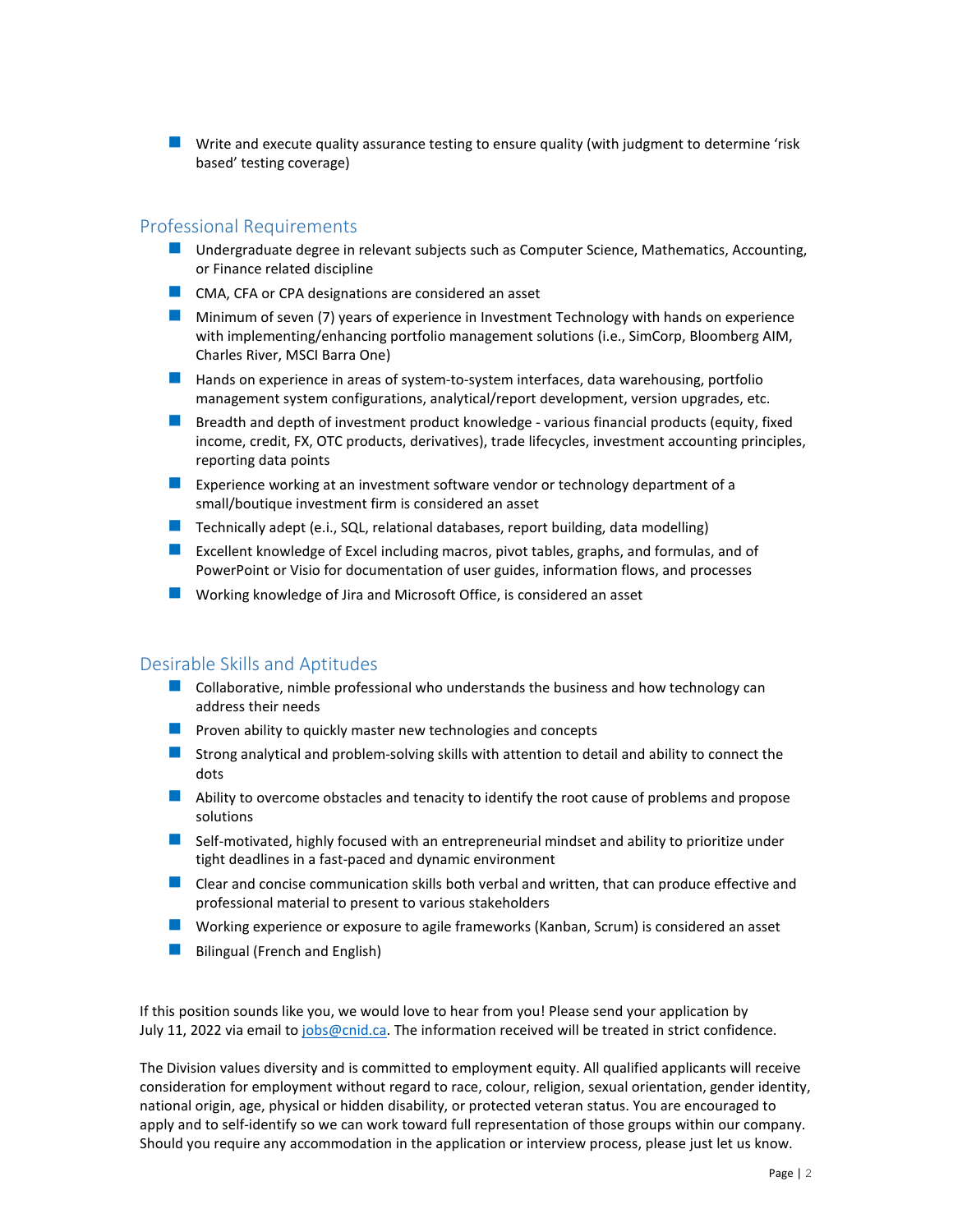- Write and execute quality assurance testing to ensure quality (with judgment to determine 'risk based' testing coverage)

## Professional Requirements

- Undergraduate degree in relevant subjects such as Computer Science, Mathematics, Accounting, or Finance related discipline
- CMA, CFA or CPA designations are considered an asset
- Minimum of seven (7) years of experience in Investment Technology with hands on experience with implementing/enhancing portfolio management solutions (i.e., SimCorp, Bloomberg AIM, Charles River, MSCI Barra One)
- Hands on experience in areas of system-to-system interfaces, data warehousing, portfolio management system configurations, analytical/report development, version upgrades, etc.
- Breadth and depth of investment product knowledge - various financial products (equity, fixed income, credit, FX, OTC products, derivatives), trade lifecycles, investment accounting principles, reporting data points
- Experience working at an investment software vendor or technology department of a small/boutique investment firm is considered an asset
- Technically adept (e.i., SQL, relational databases, report building, data modelling)
- Excellent knowledge of Excel including macros, pivot tables, graphs, and formulas, and of PowerPoint or Visio for documentation of user guides, information flows, and processes
- Working knowledge of Jira and Microsoft Office, is considered an asset

## Desirable Skills and Aptitudes

- Collaborative, nimble professional who understands the business and how technology can address their needs
- Proven ability to quickly master new technologies and concepts
- Strong analytical and problem-solving skills with attention to detail and ability to connect the dots
- Ability to overcome obstacles and tenacity to identify the root cause of problems and propose solutions
- Self-motivated, highly focused with an entrepreneurial mindset and ability to prioritize under tight deadlines in a fast-paced and dynamic environment
- Clear and concise communication skills both verbal and written, that can produce effective and professional material to present to various stakeholders
- Working experience or exposure to agile frameworks (Kanban, Scrum) is considered an asset
- Bilingual (French and English)

If this position sounds like you, we would love to hear from you! Please send your application by July 11, 2022 via email to jobs@cnid.ca. The information received will be treated in strict confidence.

The Division values diversity and is committed to employment equity. All qualified applicants will receive consideration for employment without regard to race, colour, religion, sexual orientation, gender identity, national origin, age, physical or hidden disability, or protected veteran status. You are encouraged to apply and to self-identify so we can work toward full representation of those groups within our company. Should you require any accommodation in the application or interview process, please just let us know.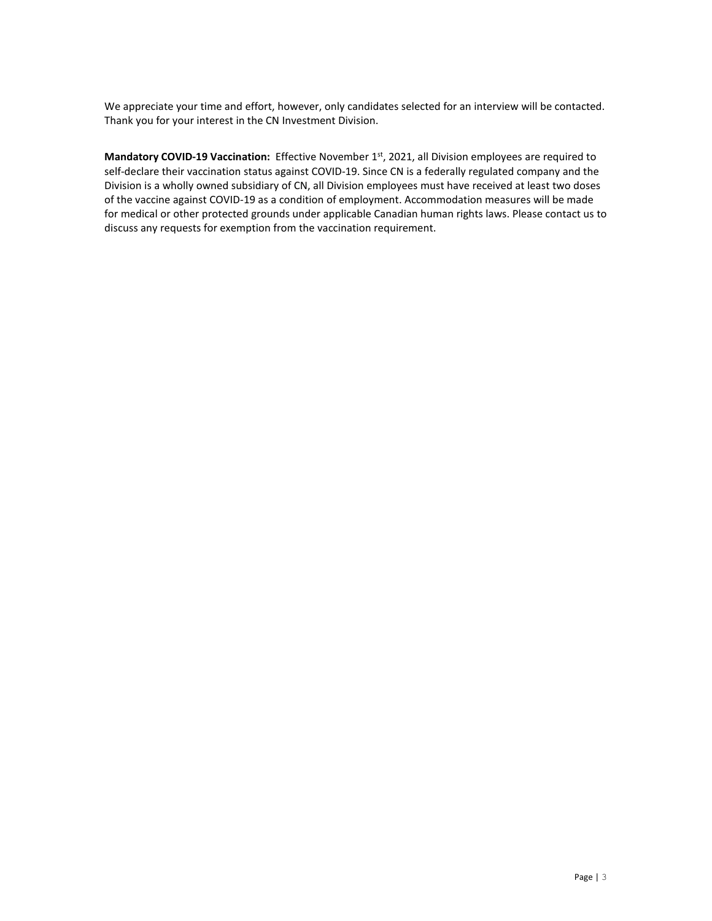We appreciate your time and effort, however, only candidates selected for an interview will be contacted. Thank you for your interest in the CN Investment Division.

**Mandatory COVID-19 Vaccination:** Effective November 1st, 2021, all Division employees are required to self-declare their vaccination status against COVID-19. Since CN is a federally regulated company and the Division is a wholly owned subsidiary of CN, all Division employees must have received at least two doses of the vaccine against COVID-19 as a condition of employment. Accommodation measures will be made for medical or other protected grounds under applicable Canadian human rights laws. Please contact us to discuss any requests for exemption from the vaccination requirement.